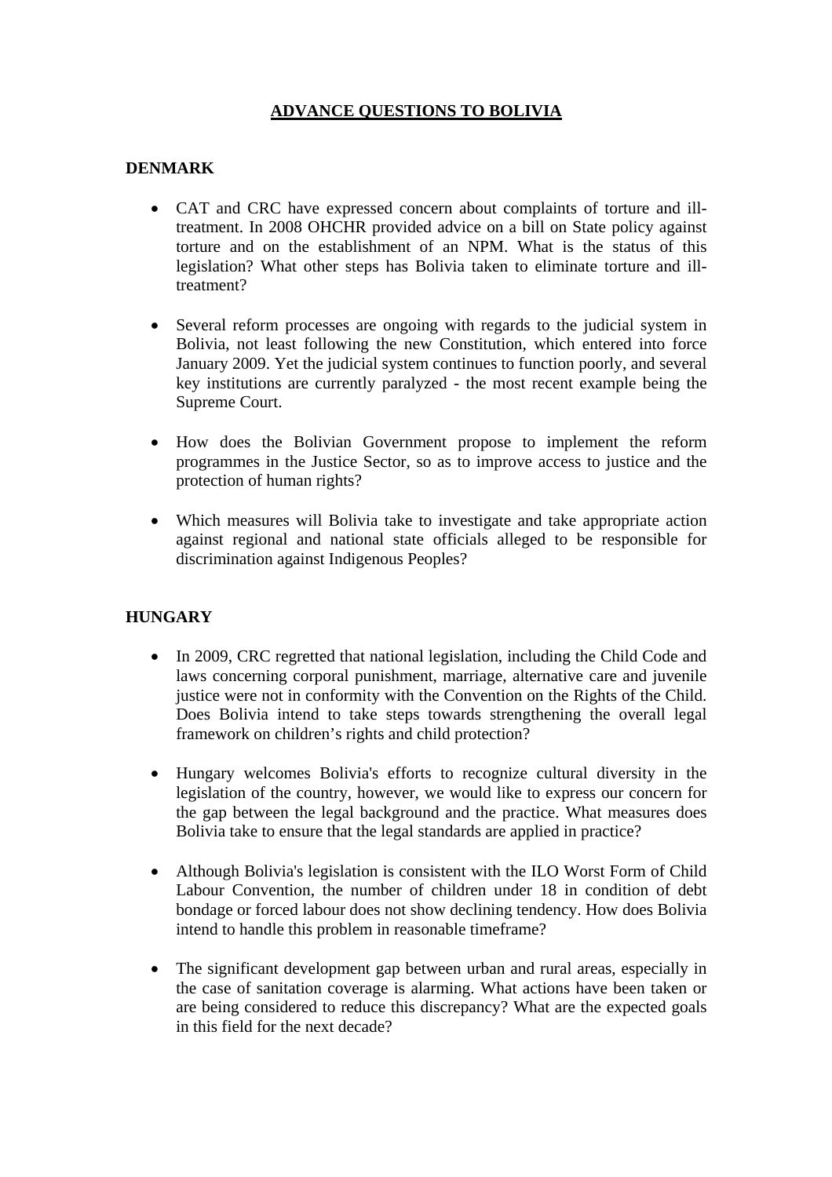# ADVANCE QUESTIONS TO BOLIVIA

## DENMARK

- CAT and CRC have expressed concern about complaints of torture and ill-treatment. In 2008 OHCHR provided advice on a bill on State policy against torture and on the establishment of an NPM. What is the status of this legislation? What other steps has Bolivia taken to eliminate torture and ill-treatment?

- Several reform processes are ongoing with regards to the judicial system in Bolivia, not least following the new Constitution, which entered into force January 2009. Yet the judicial system continues to function poorly, and several key institutions are currently paralyzed - the most recent example being the Supreme Court.

- How does the Bolivian Government propose to implement the reform programmes in the Justice Sector, so as to improve access to justice and the protection of human rights?

- Which measures will Bolivia take to investigate and take appropriate action against regional and national state officials alleged to be responsible for discrimination against Indigenous Peoples?

## HUNGARY

- In 2009, CRC regretted that national legislation, including the Child Code and laws concerning corporal punishment, marriage, alternative care and juvenile justice were not in conformity with the Convention on the Rights of the Child. Does Bolivia intend to take steps towards strengthening the overall legal framework on children's rights and child protection?

- Hungary welcomes Bolivia's efforts to recognize cultural diversity in the legislation of the country, however, we would like to express our concern for the gap between the legal background and the practice. What measures does Bolivia take to ensure that the legal standards are applied in practice?

- Although Bolivia's legislation is consistent with the ILO Worst Form of Child Labour Convention, the number of children under 18 in condition of debt bondage or forced labour does not show declining tendency. How does Bolivia intend to handle this problem in reasonable timeframe?

- The significant development gap between urban and rural areas, especially in the case of sanitation coverage is alarming. What actions have been taken or are being considered to reduce this discrepancy? What are the expected goals in this field for the next decade?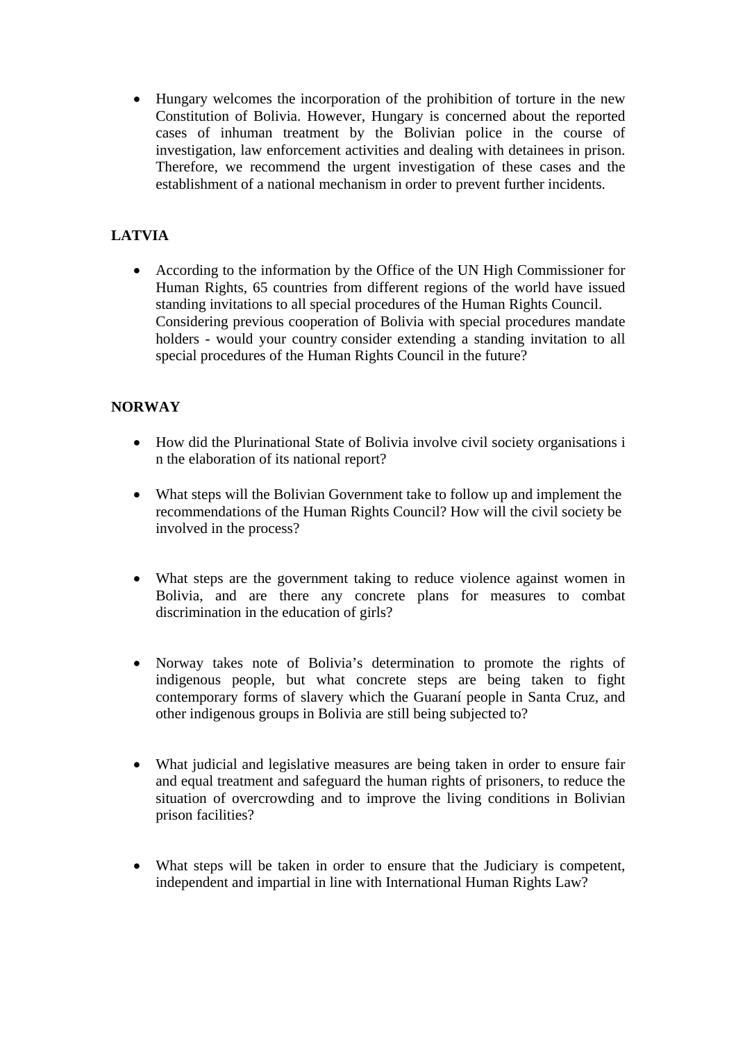- Hungary welcomes the incorporation of the prohibition of torture in the new Constitution of Bolivia. However, Hungary is concerned about the reported cases of inhuman treatment by the Bolivian police in the course of investigation, law enforcement activities and dealing with detainees in prison. Therefore, we recommend the urgent investigation of these cases and the establishment of a national mechanism in order to prevent further incidents.

**LATVIA**

- According to the information by the Office of the UN High Commissioner for Human Rights, 65 countries from different regions of the world have issued standing invitations to all special procedures of the Human Rights Council. Considering previous cooperation of Bolivia with special procedures mandate holders - would your country consider extending a standing invitation to all special procedures of the Human Rights Council in the future?

**NORWAY**

- How did the Plurinational State of Bolivia involve civil society organisations in the elaboration of its national report?

- What steps will the Bolivian Government take to follow up and implement the recommendations of the Human Rights Council? How will the civil society be involved in the process?

- What steps are the government taking to reduce violence against women in Bolivia, and are there any concrete plans for measures to combat discrimination in the education of girls?

- Norway takes note of Bolivia's determination to promote the rights of indigenous people, but what concrete steps are being taken to fight contemporary forms of slavery which the Guaraní people in Santa Cruz, and other indigenous groups in Bolivia are still being subjected to?

- What judicial and legislative measures are being taken in order to ensure fair and equal treatment and safeguard the human rights of prisoners, to reduce the situation of overcrowding and to improve the living conditions in Bolivian prison facilities?

- What steps will be taken in order to ensure that the Judiciary is competent, independent and impartial in line with International Human Rights Law?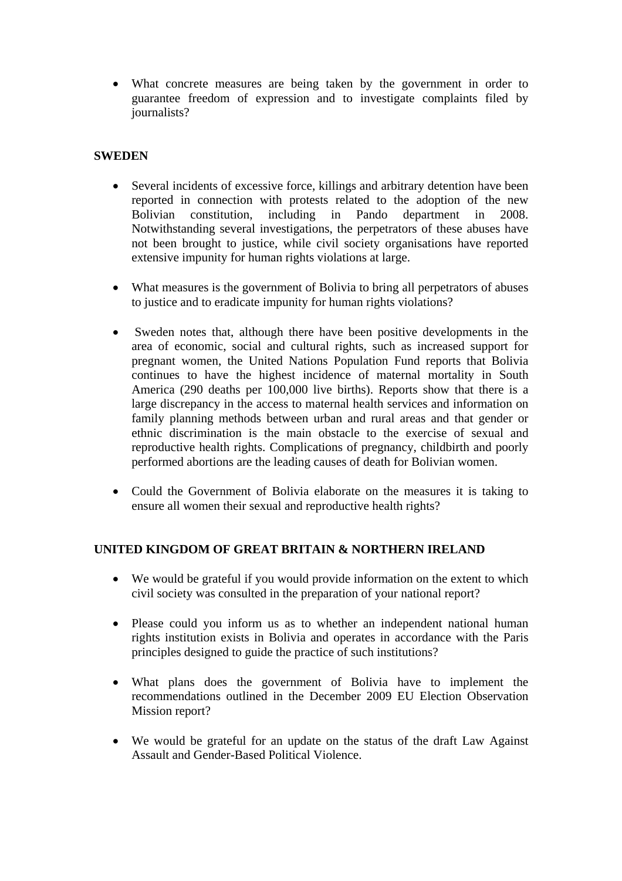- What concrete measures are being taken by the government in order to guarantee freedom of expression and to investigate complaints filed by journalists?

**SWEDEN**

- Several incidents of excessive force, killings and arbitrary detention have been reported in connection with protests related to the adoption of the new Bolivian constitution, including in Pando department in 2008. Notwithstanding several investigations, the perpetrators of these abuses have not been brought to justice, while civil society organisations have reported extensive impunity for human rights violations at large.

- What measures is the government of Bolivia to bring all perpetrators of abuses to justice and to eradicate impunity for human rights violations?

- Sweden notes that, although there have been positive developments in the area of economic, social and cultural rights, such as increased support for pregnant women, the United Nations Population Fund reports that Bolivia continues to have the highest incidence of maternal mortality in South America (290 deaths per 100,000 live births). Reports show that there is a large discrepancy in the access to maternal health services and information on family planning methods between urban and rural areas and that gender or ethnic discrimination is the main obstacle to the exercise of sexual and reproductive health rights. Complications of pregnancy, childbirth and poorly performed abortions are the leading causes of death for Bolivian women.

- Could the Government of Bolivia elaborate on the measures it is taking to ensure all women their sexual and reproductive health rights?

**UNITED KINGDOM OF GREAT BRITAIN & NORTHERN IRELAND**

- We would be grateful if you would provide information on the extent to which civil society was consulted in the preparation of your national report?

- Please could you inform us as to whether an independent national human rights institution exists in Bolivia and operates in accordance with the Paris principles designed to guide the practice of such institutions?

- What plans does the government of Bolivia have to implement the recommendations outlined in the December 2009 EU Election Observation Mission report?

- We would be grateful for an update on the status of the draft Law Against Assault and Gender-Based Political Violence.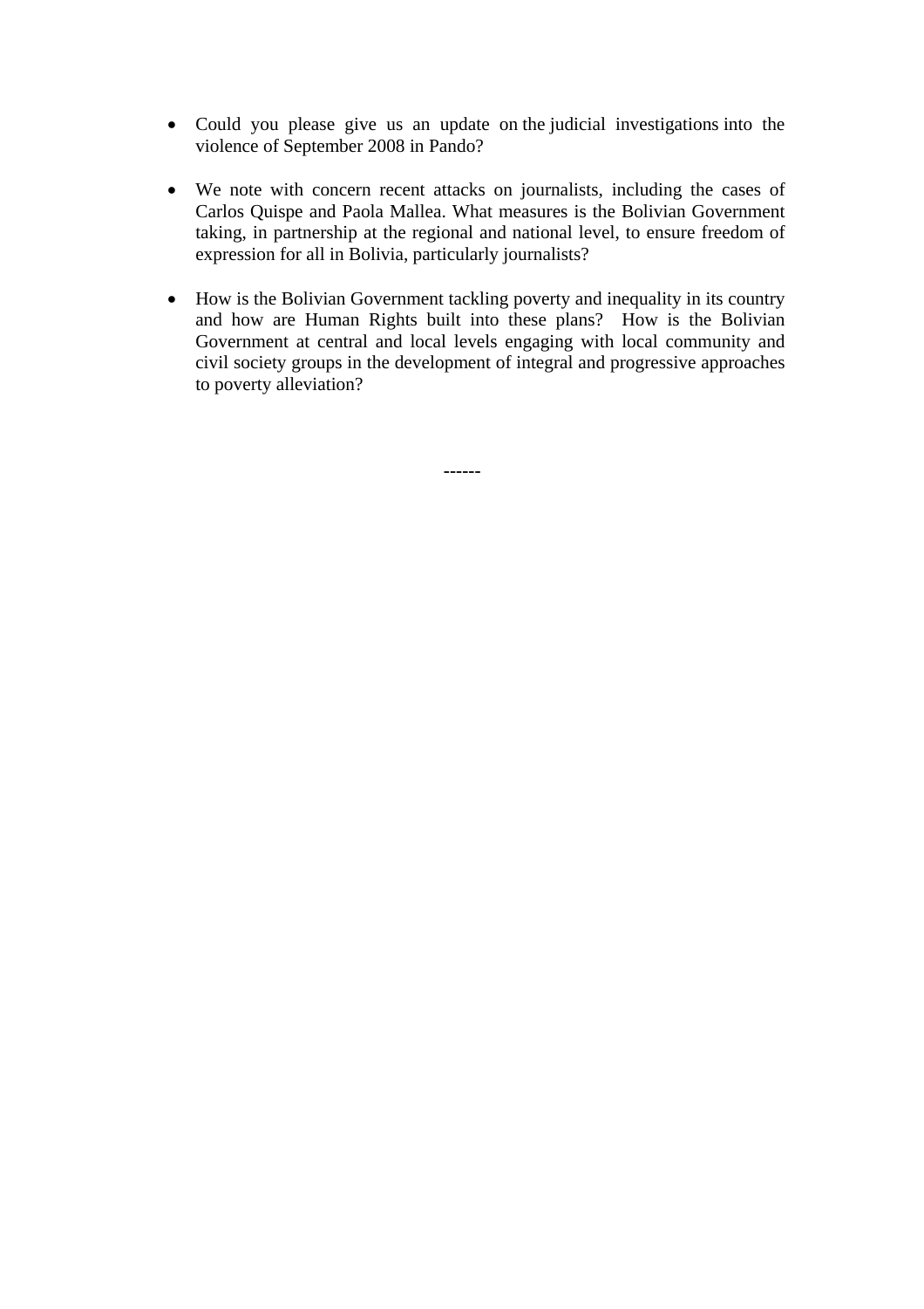- Could you please give us an update on the judicial investigations into the violence of September 2008 in Pando?

- We note with concern recent attacks on journalists, including the cases of Carlos Quispe and Paola Mallea. What measures is the Bolivian Government taking, in partnership at the regional and national level, to ensure freedom of expression for all in Bolivia, particularly journalists?

- How is the Bolivian Government tackling poverty and inequality in its country and how are Human Rights built into these plans? How is the Bolivian Government at central and local levels engaging with local community and civil society groups in the development of integral and progressive approaches to poverty alleviation?

------